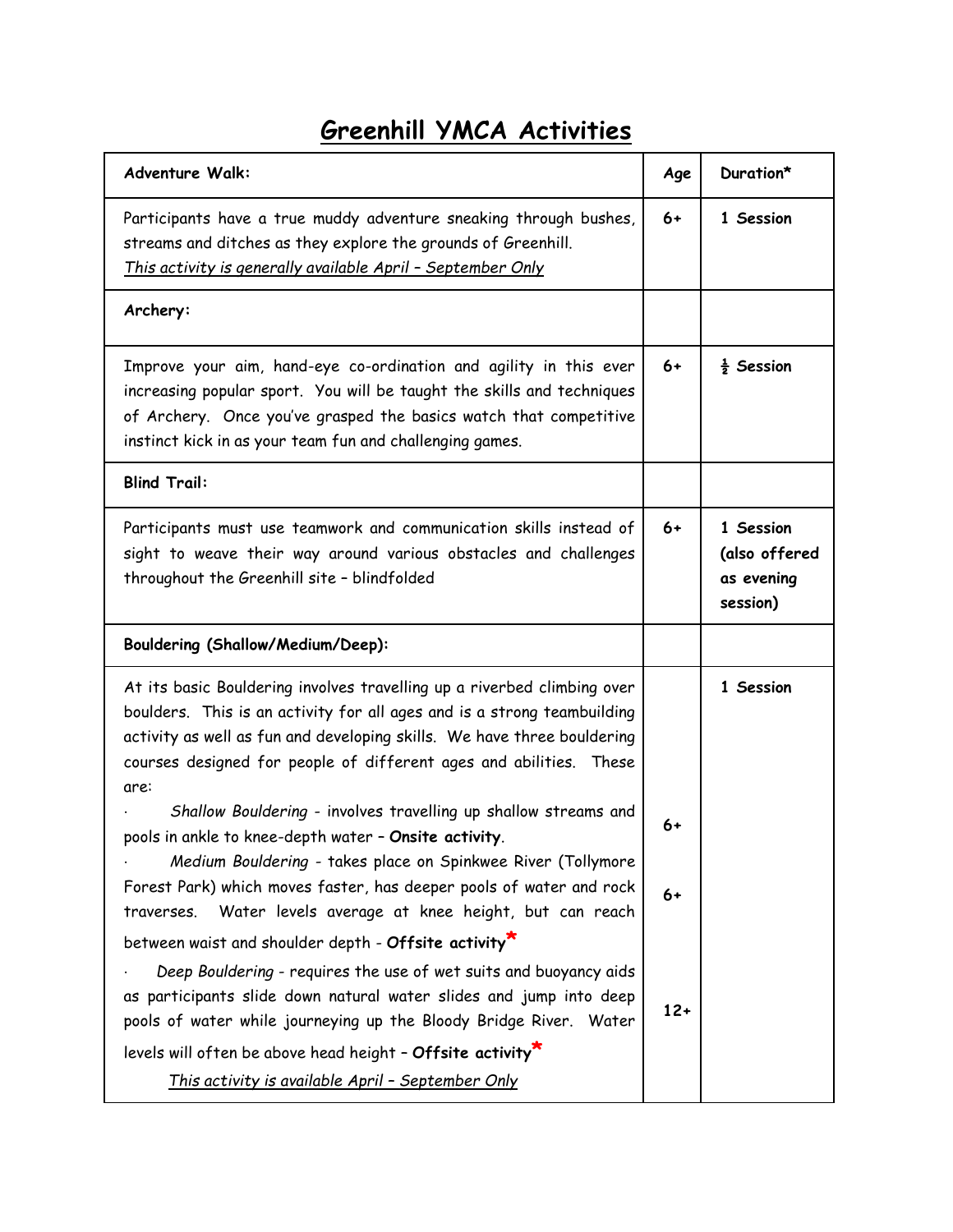# Greenhill YMCA Activities

| Adventure Walk: | Age | Duration* |
|---|---|---|
| Participants have a true muddy adventure sneaking through bushes, streams and ditches as they explore the grounds of Greenhill. <br>_This activity is generally available April – September Only_ | 6+ | 1 Session |
| **Archery:** | | |
| Improve your aim, hand-eye co-ordination and agility in this ever increasing popular sport. You will be taught the skills and techniques of Archery. Once you've grasped the basics watch that competitive instinct kick in as your team fun and challenging games. | 6+ | ½ Session |
| **Blind Trail:** | | |
| Participants must use teamwork and communication skills instead of sight to weave their way around various obstacles and challenges throughout the Greenhill site – blindfolded | 6+ | 1 Session (also offered as evening session) |
| **Bouldering (Shallow/Medium/Deep):** | | |
| At its basic Bouldering involves travelling up a riverbed climbing over boulders. This is an activity for all ages and is a strong teambuilding activity as well as fun and developing skills. We have three bouldering courses designed for people of different ages and abilities. These are: | | 1 Session |
| · *Shallow Bouldering* - involves travelling up shallow streams and pools in ankle to knee-depth water – **Onsite activity**. | 6+ | |
| · *Medium Bouldering* - takes place on Spinkwee River (Tollymore Forest Park) which moves faster, has deeper pools of water and rock traverses. Water levels average at knee height, but can reach between waist and shoulder depth - **Offsite activity*** | 6+ | |
| · *Deep Bouldering* - requires the use of wet suits and buoyancy aids as participants slide down natural water slides and jump into deep pools of water while journeying up the Bloody Bridge River. Water levels will often be above head height – **Offsite activity*** <br>_This activity is available April – September Only_ | 12+ | |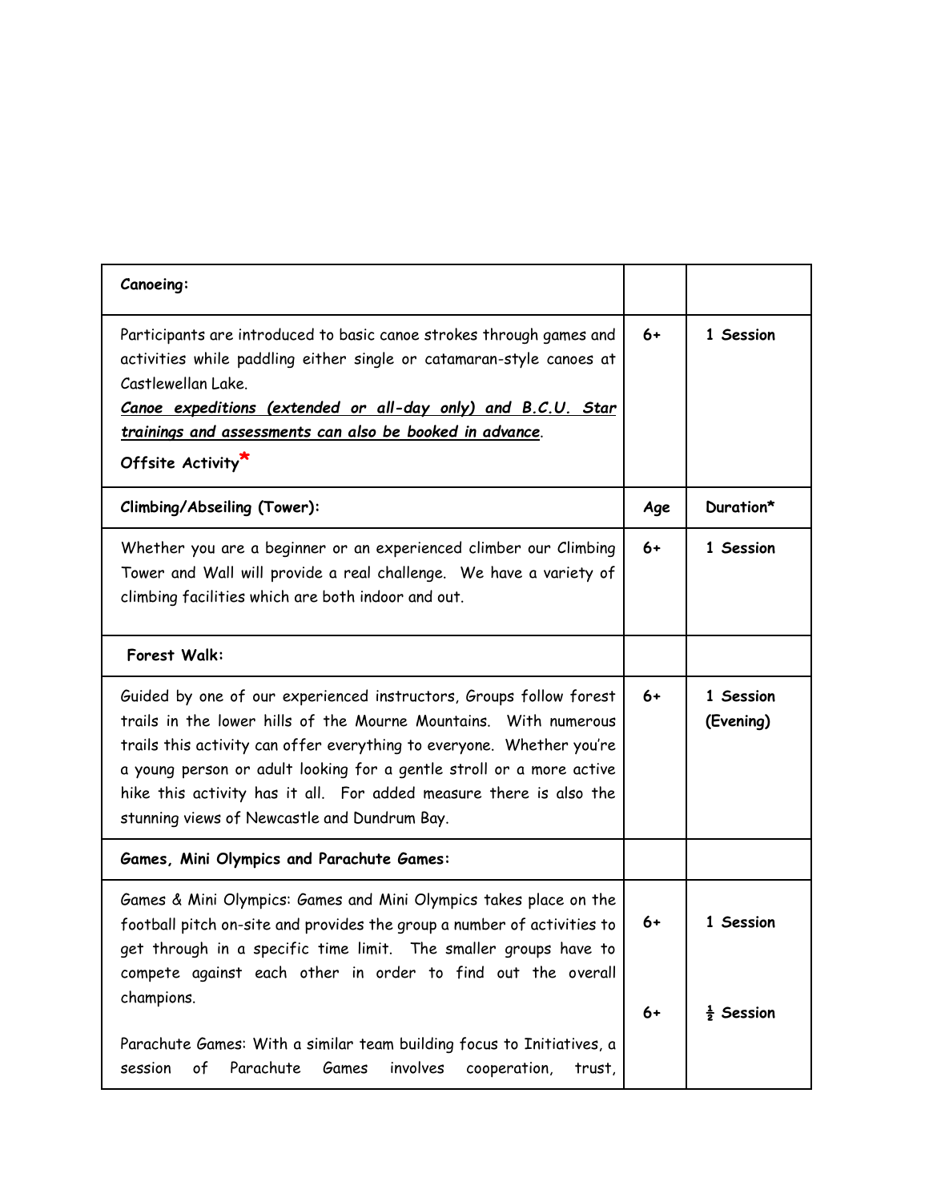| Canoeing: | | |
|---|---|---|
| Participants are introduced to basic canoe strokes through games and activities while paddling either single or catamaran-style canoes at Castlewellan Lake.<br>***<u>Canoe expeditions (extended or all-day only) and B.C.U. Star trainings and assessments can also be booked in advance</u>***.<br>**Offsite Activity*** | **6+** | **1 Session** |
| **Climbing/Abseiling (Tower):** | **Age** | **Duration*** |
| Whether you are a beginner or an experienced climber our Climbing Tower and Wall will provide a real challenge. We have a variety of climbing facilities which are both indoor and out. | **6+** | **1 Session** |
| **Forest Walk:** | | |
| Guided by one of our experienced instructors, Groups follow forest trails in the lower hills of the Mourne Mountains. With numerous trails this activity can offer everything to everyone. Whether you're a young person or adult looking for a gentle stroll or a more active hike this activity has it all. For added measure there is also the stunning views of Newcastle and Dundrum Bay. | **6+** | **1 Session (Evening)** |
| **Games, Mini Olympics and Parachute Games:** | | |
| Games & Mini Olympics: Games and Mini Olympics takes place on the football pitch on-site and provides the group a number of activities to get through in a specific time limit. The smaller groups have to compete against each other in order to find out the overall champions.<br><br>Parachute Games: With a similar team building focus to Initiatives, a session of Parachute Games involves cooperation, trust, | **6+**<br><br>**6+** | **1 Session**<br><br>**½ Session** |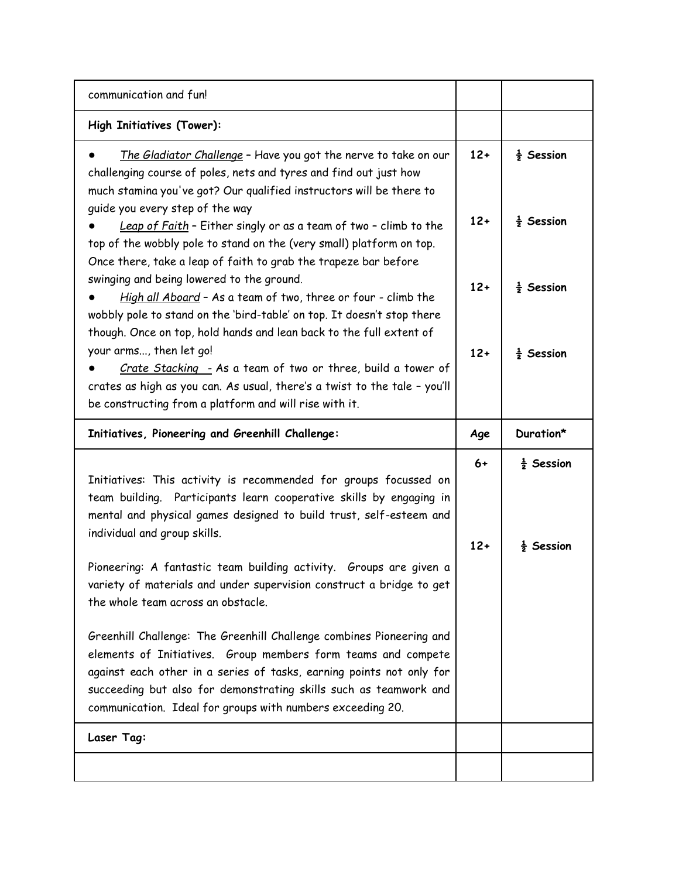| | | |
|---|---|---|
| communication and fun! | | |
| **High Initiatives (Tower):** | | |
| ● *The Gladiator Challenge* – Have you got the nerve to take on our challenging course of poles, nets and tyres and find out just how much stamina you've got? Our qualified instructors will be there to guide you every step of the way<br>● *Leap of Faith* – Either singly or as a team of two – climb to the top of the wobbly pole to stand on the (very small) platform on top. Once there, take a leap of faith to grab the trapeze bar before swinging and being lowered to the ground.<br>● *High all Aboard* – As a team of two, three or four - climb the wobbly pole to stand on the 'bird-table' on top. It doesn't stop there though. Once on top, hold hands and lean back to the full extent of your arms..., then let go!<br>● *Crate Stacking* - As a team of two or three, build a tower of crates as high as you can. As usual, there's a twist to the tale – you'll be constructing from a platform and will rise with it. | **12+**<br>**12+**<br>**12+**<br>**12+** | **½ Session**<br>**½ Session**<br>**½ Session**<br>**½ Session** |
| **Initiatives, Pioneering and Greenhill Challenge:** | **Age** | **Duration*** |
| Initiatives: This activity is recommended for groups focussed on team building. Participants learn cooperative skills by engaging in mental and physical games designed to build trust, self-esteem and individual and group skills.<br><br>Pioneering: A fantastic team building activity. Groups are given a variety of materials and under supervision construct a bridge to get the whole team across an obstacle.<br><br>Greenhill Challenge: The Greenhill Challenge combines Pioneering and elements of Initiatives. Group members form teams and compete against each other in a series of tasks, earning points not only for succeeding but also for demonstrating skills such as teamwork and communication. Ideal for groups with numbers exceeding 20. | **6+**<br><br>**12+** | **½ Session**<br><br>**½ Session** |
| **Laser Tag:** | | |
| | | |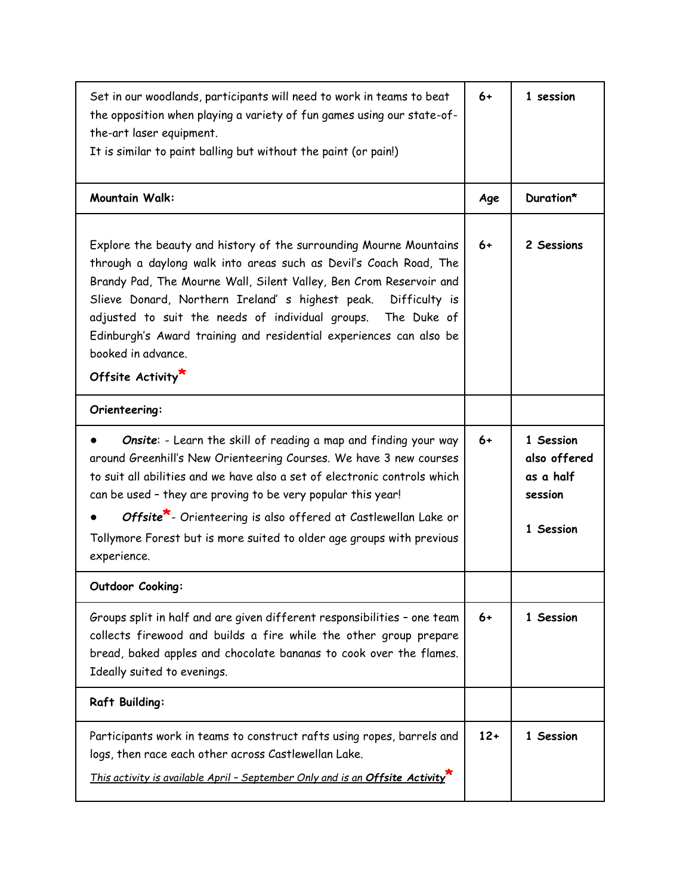| | | |
|---|---|---|
| Set in our woodlands, participants will need to work in teams to beat the opposition when playing a variety of fun games using our state-of-the-art laser equipment.<br>It is similar to paint balling but without the paint (or pain!) | 6+ | 1 session |
| **Mountain Walk:** | ***Age*** | **Duration*** |
| Explore the beauty and history of the surrounding Mourne Mountains through a daylong walk into areas such as Devil's Coach Road, The Brandy Pad, The Mourne Wall, Silent Valley, Ben Crom Reservoir and Slieve Donard, Northern Ireland' s highest peak. Difficulty is adjusted to suit the needs of individual groups. The Duke of Edinburgh's Award training and residential experiences can also be booked in advance.<br>**Offsite Activity*** | 6+ | **2 Sessions** |
| **Orienteering:** | | |
| ● ***Onsite***: - Learn the skill of reading a map and finding your way around Greenhill's New Orienteering Courses. We have 3 new courses to suit all abilities and we have also a set of electronic controls which can be used – they are proving to be very popular this year!<br>● ***Offsite****- Orienteering is also offered at Castlewellan Lake or Tollymore Forest but is more suited to older age groups with previous experience. | 6+ | **1 Session also offered as a half session**<br><br>**1 Session** |
| **Outdoor Cooking:** | | |
| Groups split in half and are given different responsibilities – one team collects firewood and builds a fire while the other group prepare bread, baked apples and chocolate bananas to cook over the flames. Ideally suited to evenings. | 6+ | **1 Session** |
| **Raft Building:** | | |
| Participants work in teams to construct rafts using ropes, barrels and logs, then race each other across Castlewellan Lake.<br>*This activity is available April – September Only and is an **Offsite Activity**** | 12+ | **1 Session** |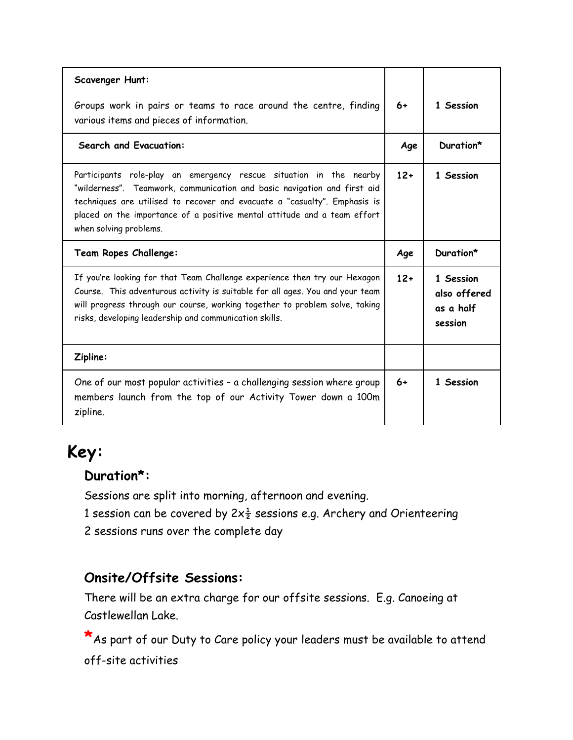| Scavenger Hunt: | | |
|---|---|---|
| Groups work in pairs or teams to race around the centre, finding various items and pieces of information. | 6+ | 1 Session |
| **Search and Evacuation:** | **Age** | **Duration*** |
| Participants role-play an emergency rescue situation in the nearby "wilderness". Teamwork, communication and basic navigation and first aid techniques are utilised to recover and evacuate a "casualty". Emphasis is placed on the importance of a positive mental attitude and a team effort when solving problems. | 12+ | 1 Session |
| **Team Ropes Challenge:** | **Age** | **Duration*** |
| If you're looking for that Team Challenge experience then try our Hexagon Course. This adventurous activity is suitable for all ages. You and your team will progress through our course, working together to problem solve, taking risks, developing leadership and communication skills. | 12+ | 1 Session also offered as a half session |
| **Zipline:** | | |
| One of our most popular activities – a challenging session where group members launch from the top of our Activity Tower down a 100m zipline. | 6+ | 1 Session |

# Key:

## Duration*:

Sessions are split into morning, afternoon and evening.

1 session can be covered by 2x½ sessions e.g. Archery and Orienteering

2 sessions runs over the complete day

## Onsite/Offsite Sessions:

There will be an extra charge for our offsite sessions. E.g. Canoeing at Castlewellan Lake.

*As part of our Duty to Care policy your leaders must be available to attend off-site activities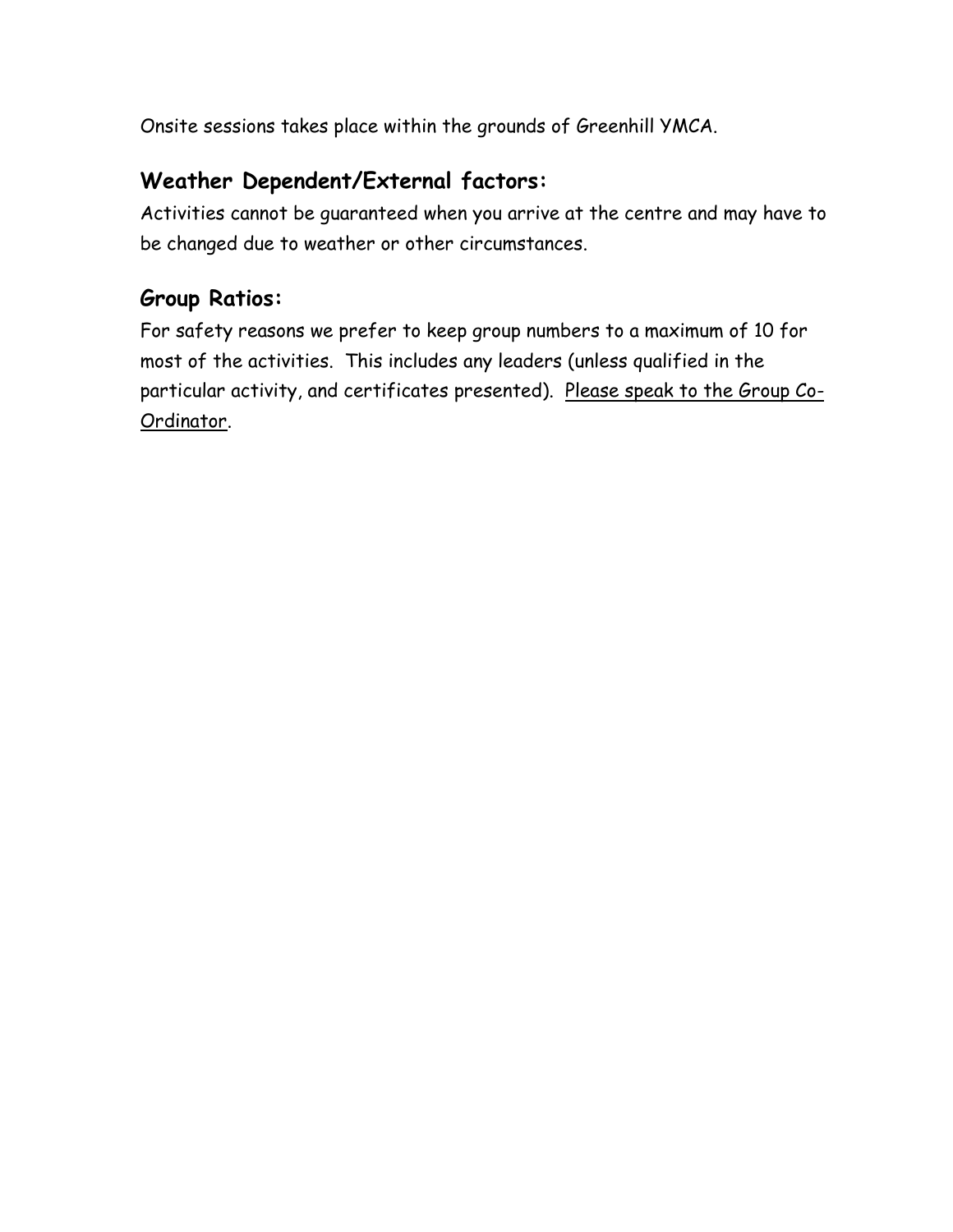Onsite sessions takes place within the grounds of Greenhill YMCA.

## Weather Dependent/External factors:

Activities cannot be guaranteed when you arrive at the centre and may have to be changed due to weather or other circumstances.

## Group Ratios:

For safety reasons we prefer to keep group numbers to a maximum of 10 for most of the activities. This includes any leaders (unless qualified in the particular activity, and certificates presented). Please speak to the Group Co-Ordinator.